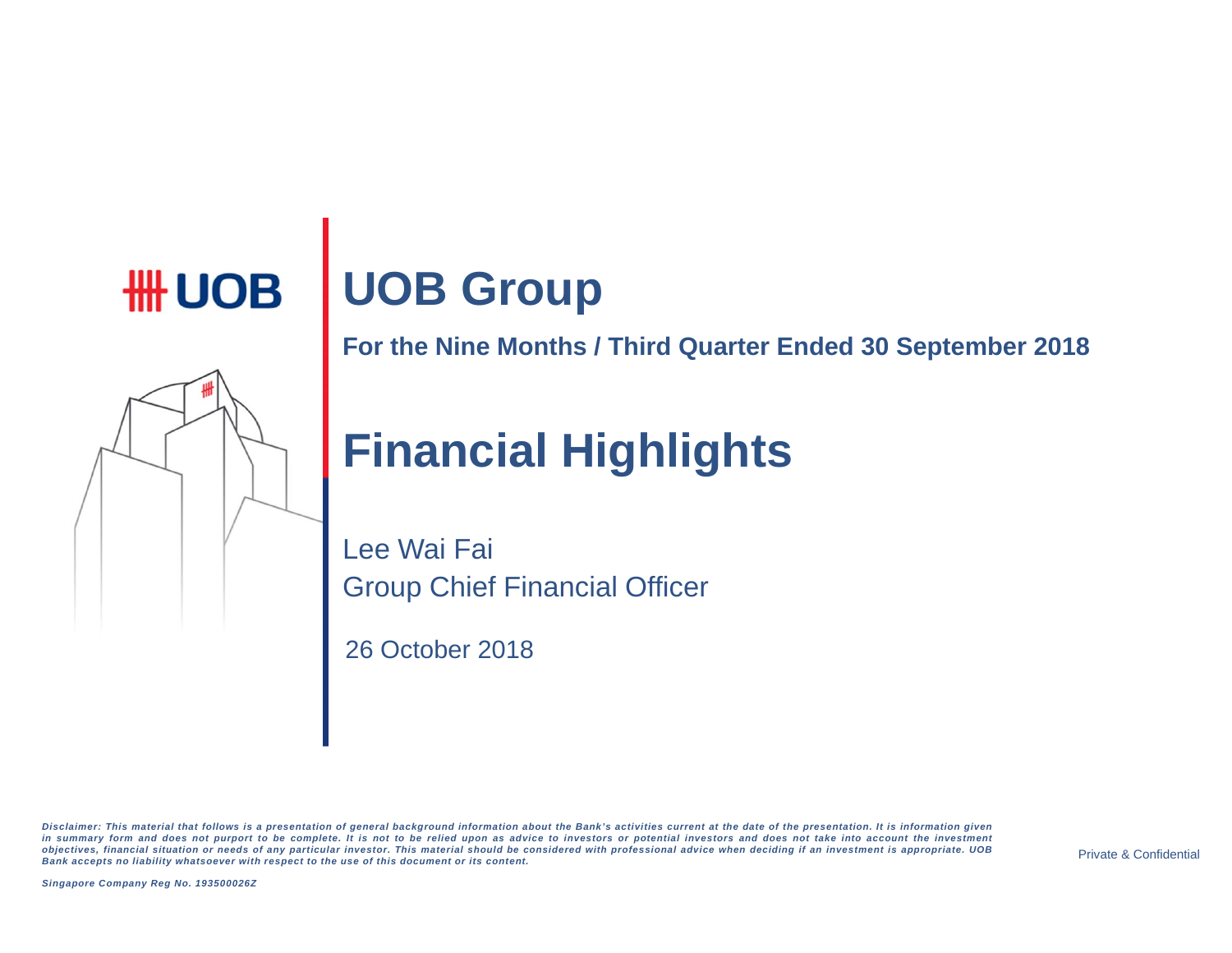# UOB Group

**For the Nine Months / Third Quarter Ended 30 September 2018**

# Financial Highlights

Lee Wai Fai
Group Chief Financial Officer

26 October 2018

*Disclaimer: This material that follows is a presentation of general background information about the Bank's activities current at the date of the presentation. It is information given in summary form and does not purport to be complete. It is not to be relied upon as advice to investors or potential investors and does not take into account the investment objectives, financial situation or needs of any particular investor. This material should be considered with professional advice when deciding if an investment is appropriate. UOB Bank accepts no liability whatsoever with respect to the use of this document or its content.*

*Singapore Company Reg No. 193500026Z*

Private & Confidential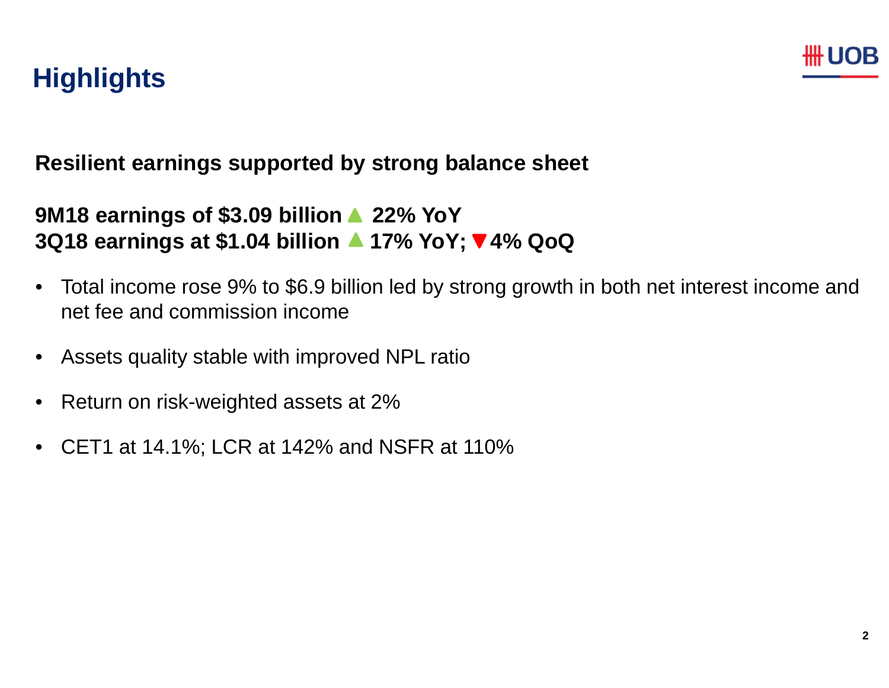# Highlights

**Resilient earnings supported by strong balance sheet**

**9M18 earnings of $3.09 billion ▲ 22% YoY**
**3Q18 earnings at $1.04 billion ▲ 17% YoY; ▼ 4% QoQ**

- Total income rose 9% to $6.9 billion led by strong growth in both net interest income and net fee and commission income
- Assets quality stable with improved NPL ratio
- Return on risk-weighted assets at 2%
- CET1 at 14.1%; LCR at 142% and NSFR at 110%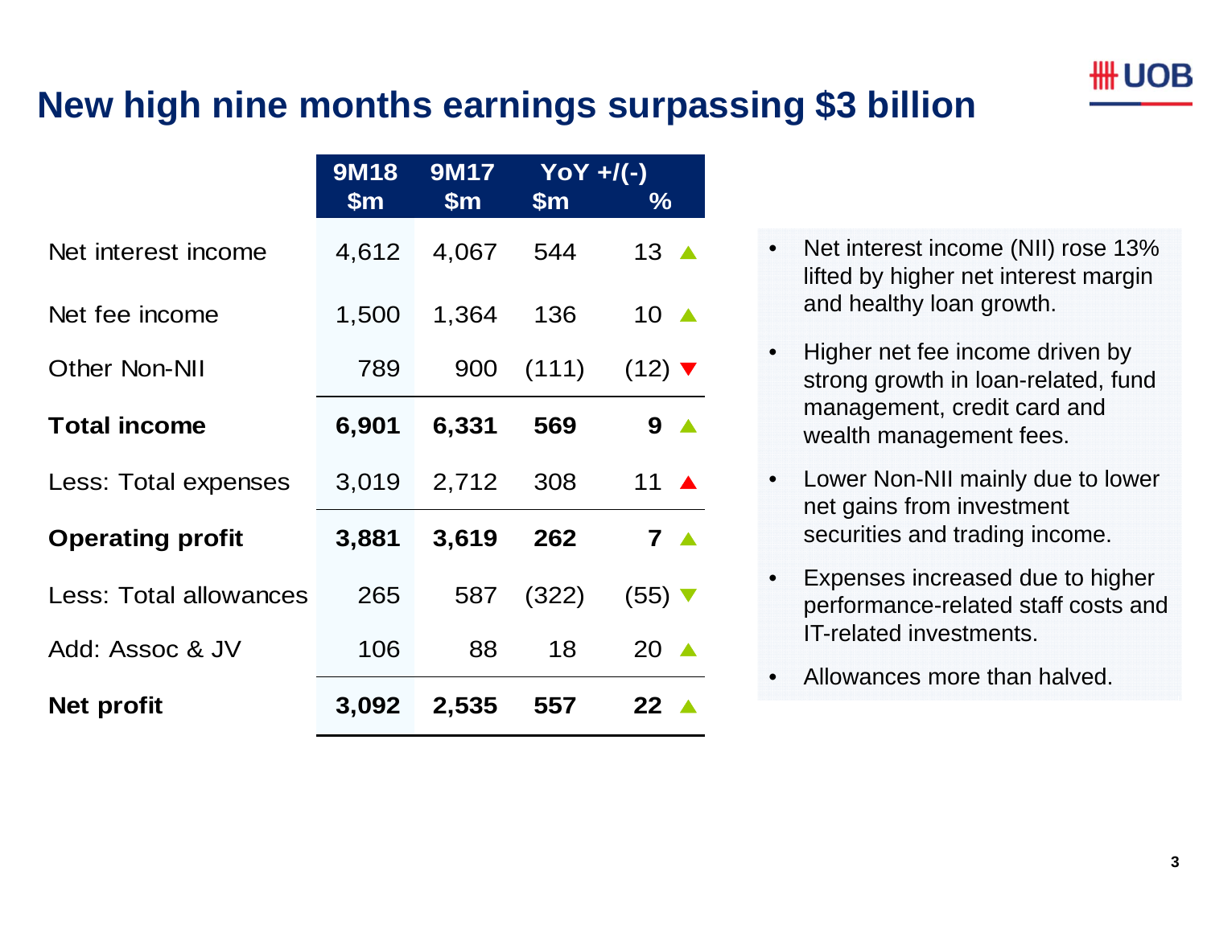# New high nine months earnings surpassing $3 billion

| | 9M18 $m | 9M17 $m | YoY +/(-) $m | YoY +/(-) % |
|---|---|---|---|---|
| Net interest income | 4,612 | 4,067 | 544 | 13 ▲ |
| Net fee income | 1,500 | 1,364 | 136 | 10 ▲ |
| Other Non-NII | 789 | 900 | (111) | (12) ▼ |
| **Total income** | **6,901** | **6,331** | **569** | **9** ▲ |
| Less: Total expenses | 3,019 | 2,712 | 308 | 11 ▲ |
| **Operating profit** | **3,881** | **3,619** | **262** | **7** ▲ |
| Less: Total allowances | 265 | 587 | (322) | (55) ▼ |
| Add: Assoc & JV | 106 | 88 | 18 | 20 ▲ |
| **Net profit** | **3,092** | **2,535** | **557** | **22** ▲ |

- Net interest income (NII) rose 13% lifted by higher net interest margin and healthy loan growth.
- Higher net fee income driven by strong growth in loan-related, fund management, credit card and wealth management fees.
- Lower Non-NII mainly due to lower net gains from investment securities and trading income.
- Expenses increased due to higher performance-related staff costs and IT-related investments.
- Allowances more than halved.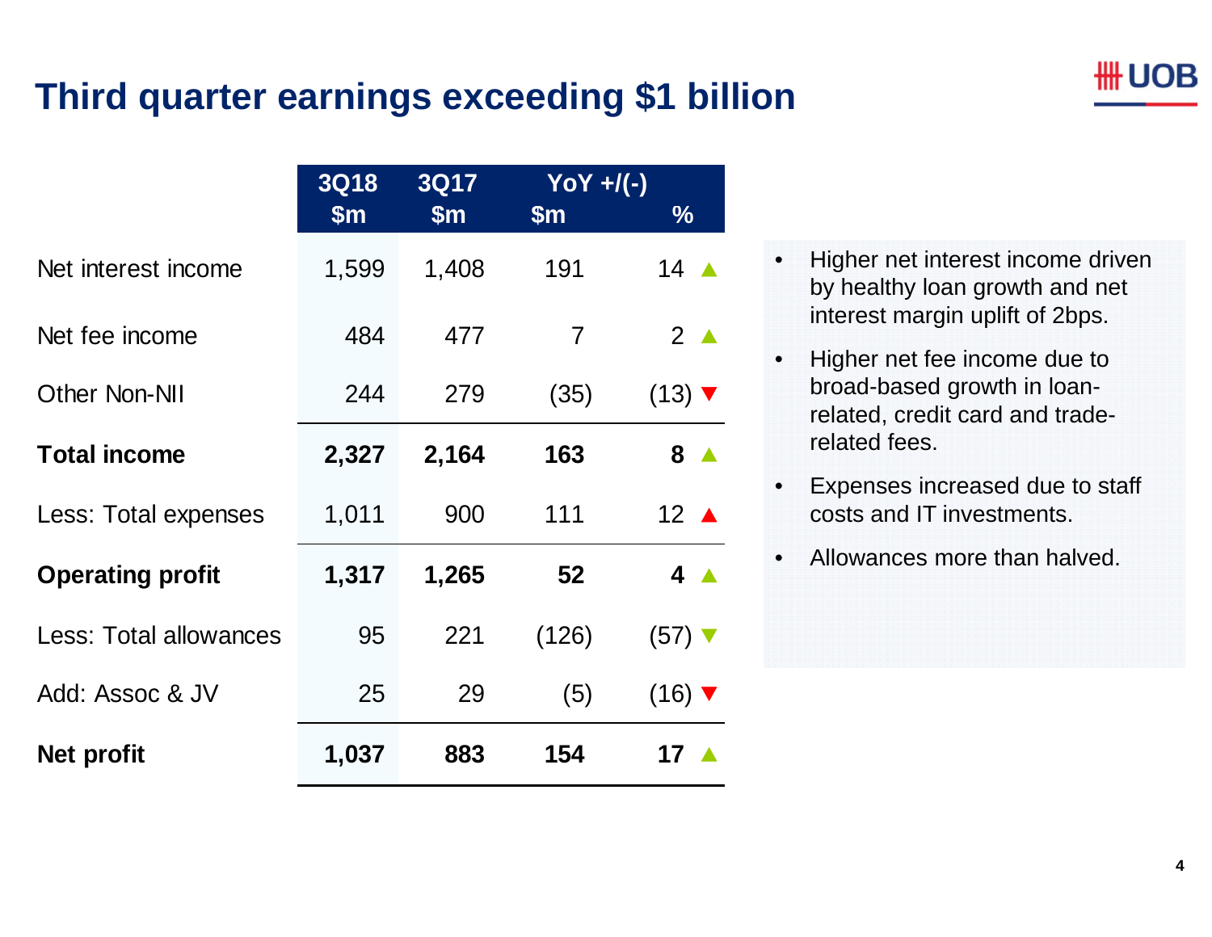# Third quarter earnings exceeding $1 billion

| | 3Q18 $m | 3Q17 $m | YoY +/(-) $m | % |
|---|---|---|---|---|
| Net interest income | 1,599 | 1,408 | 191 | 14 ▲ |
| Net fee income | 484 | 477 | 7 | 2 ▲ |
| Other Non-NII | 244 | 279 | (35) | (13) ▼ |
| **Total income** | **2,327** | **2,164** | **163** | **8** ▲ |
| Less: Total expenses | 1,011 | 900 | 111 | 12 ▲ |
| **Operating profit** | **1,317** | **1,265** | **52** | **4** ▲ |
| Less: Total allowances | 95 | 221 | (126) | (57) ▼ |
| Add: Assoc & JV | 25 | 29 | (5) | (16) ▼ |
| **Net profit** | **1,037** | **883** | **154** | **17** ▲ |

- Higher net interest income driven by healthy loan growth and net interest margin uplift of 2bps.
- Higher net fee income due to broad-based growth in loan-related, credit card and trade-related fees.
- Expenses increased due to staff costs and IT investments.
- Allowances more than halved.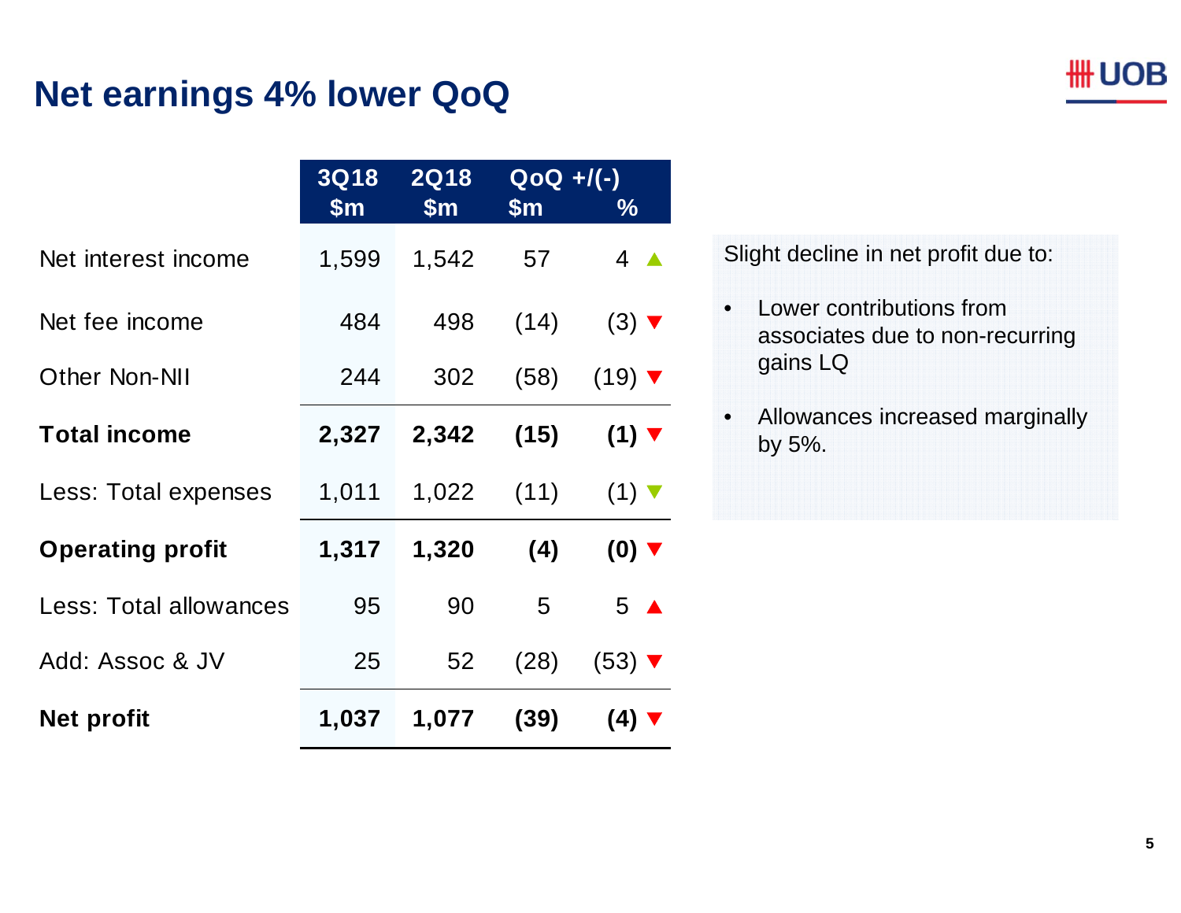# Net earnings 4% lower QoQ

| | 3Q18 $m | 2Q18 $m | QoQ +/(-) $m | % |
|---|---|---|---|---|
| Net interest income | 1,599 | 1,542 | 57 | 4 ▲ |
| Net fee income | 484 | 498 | (14) | (3) ▼ |
| Other Non-NII | 244 | 302 | (58) | (19) ▼ |
| **Total income** | **2,327** | **2,342** | **(15)** | **(1)** ▼ |
| Less: Total expenses | 1,011 | 1,022 | (11) | (1) ▼ |
| **Operating profit** | **1,317** | **1,320** | **(4)** | **(0)** ▼ |
| Less: Total allowances | 95 | 90 | 5 | 5 ▲ |
| Add: Assoc & JV | 25 | 52 | (28) | (53) ▼ |
| **Net profit** | **1,037** | **1,077** | **(39)** | **(4)** ▼ |

Slight decline in net profit due to:

- Lower contributions from associates due to non-recurring gains LQ
- Allowances increased marginally by 5%.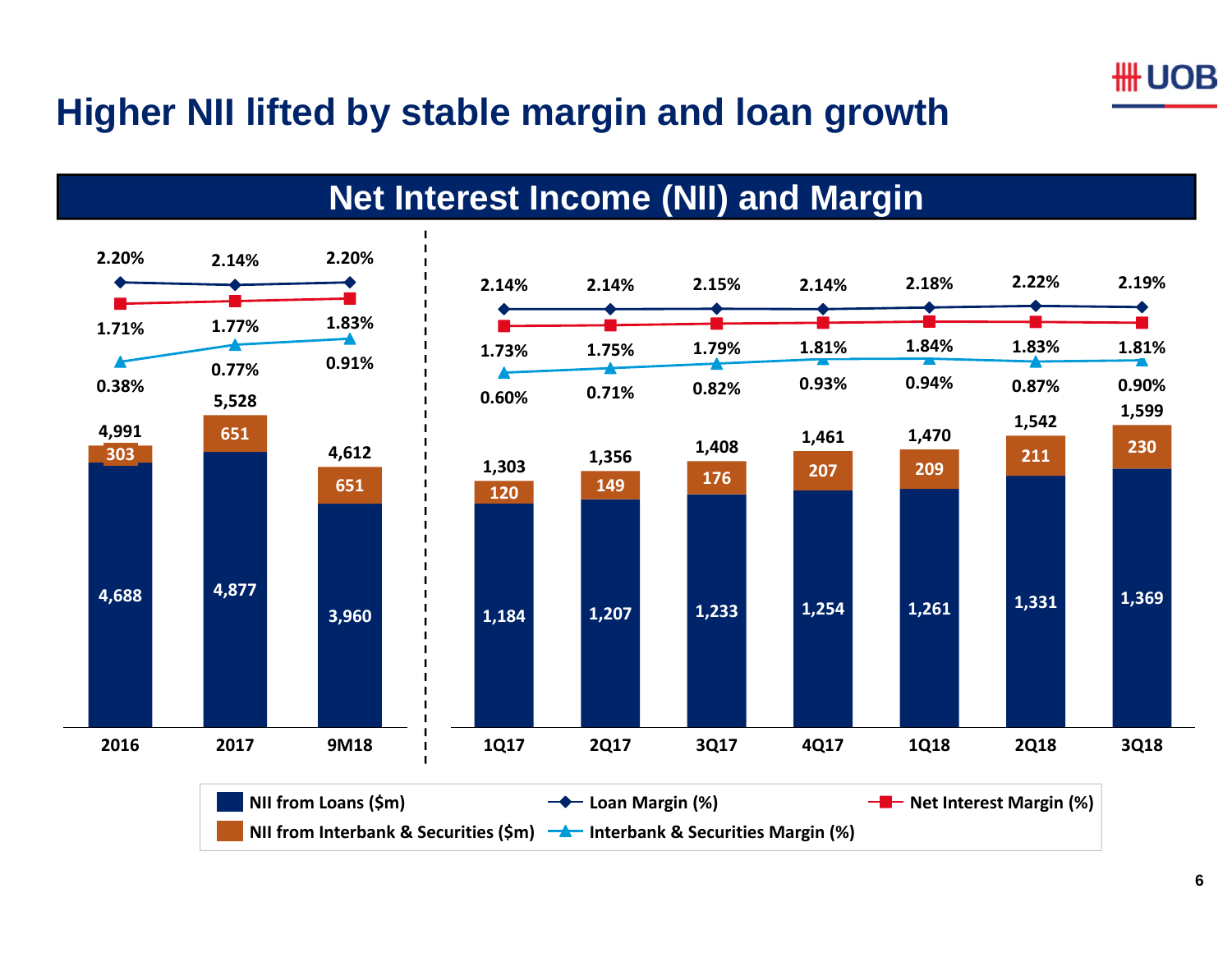# Higher NII lifted by stable margin and loan growth

## Net Interest Income (NII) and Margin

| | 2016 | 2017 | 9M18 | 1Q17 | 2Q17 | 3Q17 | 4Q17 | 1Q18 | 2Q18 | 3Q18 |
|---|---|---|---|---|---|---|---|---|---|---|
| Loan Margin (%) | 2.20% | 2.14% | 2.20% | 2.14% | 2.14% | 2.15% | 2.14% | 2.18% | 2.22% | 2.19% |
| Net Interest Margin (%) | 1.71% | 1.77% | 1.83% | 1.73% | 1.75% | 1.79% | 1.81% | 1.84% | 1.83% | 1.81% |
| Interbank & Securities Margin (%) | 0.38% | 0.77% | 0.91% | 0.60% | 0.71% | 0.82% | 0.93% | 0.94% | 0.87% | 0.90% |
| NII from Loans ($m) | 4,688 | 4,877 | 3,960 | 1,184 | 1,207 | 1,233 | 1,254 | 1,261 | 1,331 | 1,369 |
| NII from Interbank & Securities ($m) | 303 | 651 | 651 | 120 | 149 | 176 | 207 | 209 | 211 | 230 |
| Total NII ($m) | 4,991 | 5,528 | 4,612 | 1,303 | 1,356 | 1,408 | 1,461 | 1,470 | 1,542 | 1,599 |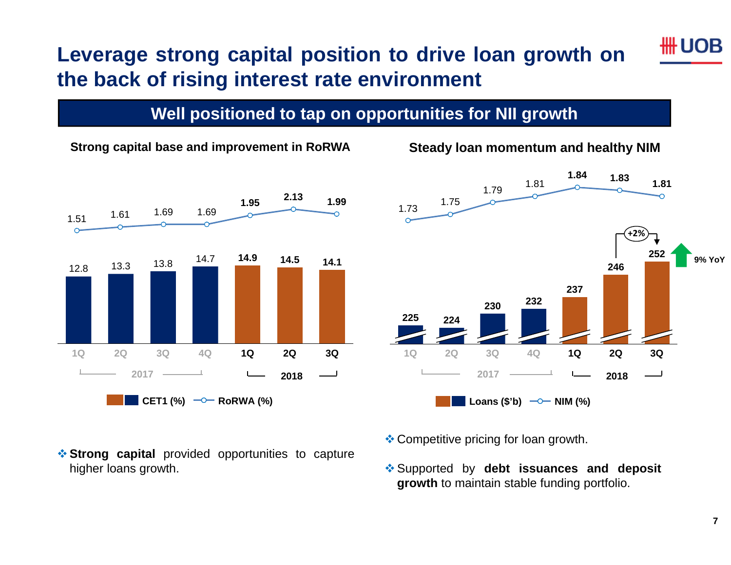# Leverage strong capital position to drive loan growth on the back of rising interest rate environment

## Well positioned to tap on opportunities for NII growth

### Strong capital base and improvement in RoRWA

| | 1Q 2017 | 2Q 2017 | 3Q 2017 | 4Q 2017 | 1Q 2018 | 2Q 2018 | 3Q 2018 |
|---|---|---|---|---|---|---|---|
| CET1 (%) | 12.8 | 13.3 | 13.8 | 14.7 | 14.9 | 14.5 | 14.1 |
| RoRWA (%) | 1.51 | 1.61 | 1.69 | 1.69 | 1.95 | 2.13 | 1.99 |

### Steady loan momentum and healthy NIM

| | 1Q 2017 | 2Q 2017 | 3Q 2017 | 4Q 2017 | 1Q 2018 | 2Q 2018 | 3Q 2018 |
|---|---|---|---|---|---|---|---|
| Loans ($'b) | 225 | 224 | 230 | 232 | 237 | 246 | 252 |
| NIM (%) | 1.73 | 1.75 | 1.79 | 1.81 | 1.84 | 1.83 | 1.81 |

Loans: +2% (2Q 2018 to 3Q 2018); 9% YoY

- **Strong capital** provided opportunities to capture higher loans growth.

- Competitive pricing for loan growth.
- Supported by **debt issuances and deposit growth** to maintain stable funding portfolio.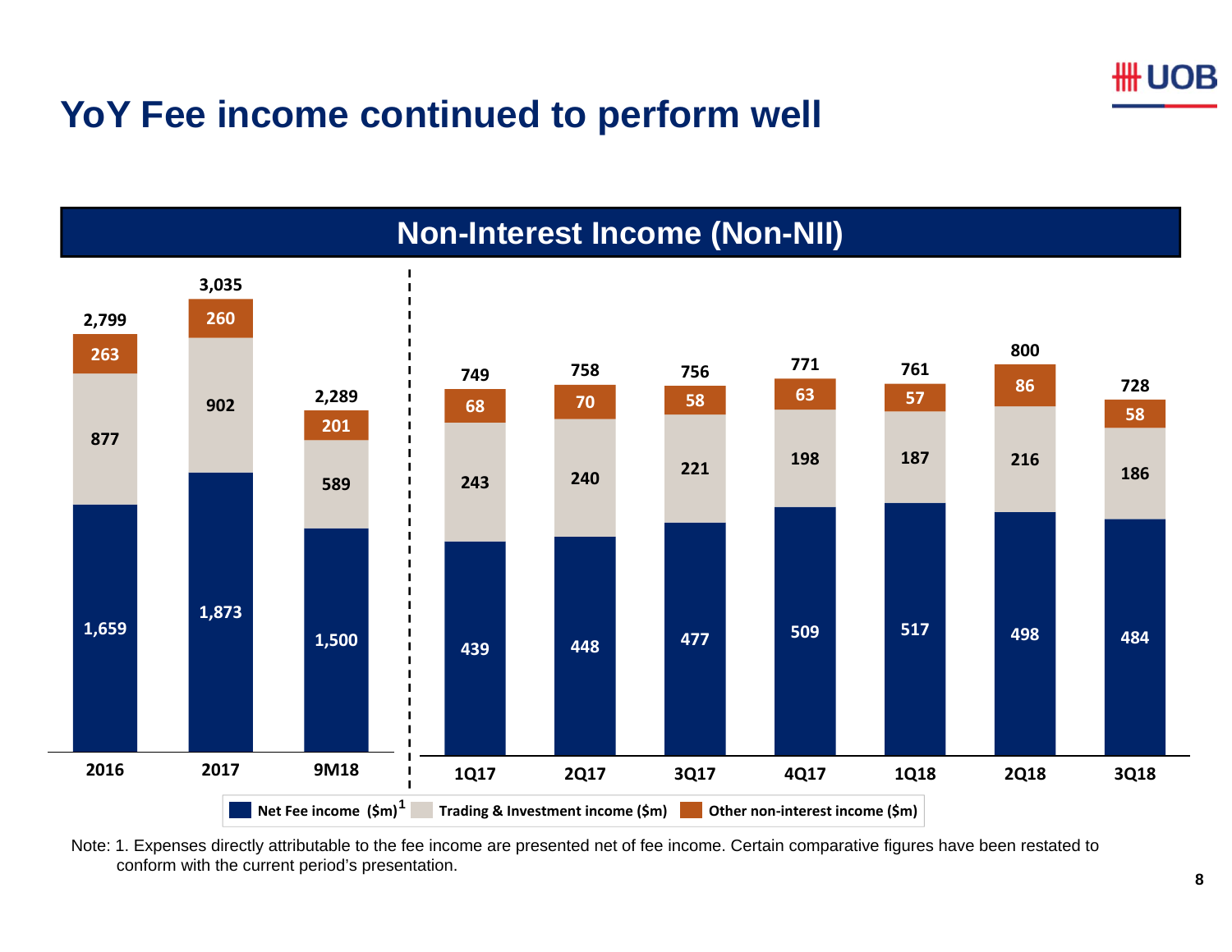# YoY Fee income continued to perform well

## Non-Interest Income (Non-NII)

| Period | Net Fee income ($m)[1] | Trading & Investment income ($m) | Other non-interest income ($m) | Total |
|---|---|---|---|---|
| 2016 | 1,659 | 877 | 263 | 2,799 |
| 2017 | 1,873 | 902 | 260 | 3,035 |
| 9M18 | 1,500 | 589 | 201 | 2,289 |
| 1Q17 | 439 | 243 | 68 | 749 |
| 2Q17 | 448 | 240 | 70 | 758 |
| 3Q17 | 477 | 221 | 58 | 756 |
| 4Q17 | 509 | 198 | 63 | 771 |
| 1Q18 | 517 | 187 | 57 | 761 |
| 2Q18 | 498 | 216 | 86 | 800 |
| 3Q18 | 484 | 186 | 58 | 728 |

Note: 1. Expenses directly attributable to the fee income are presented net of fee income. Certain comparative figures have been restated to conform with the current period's presentation.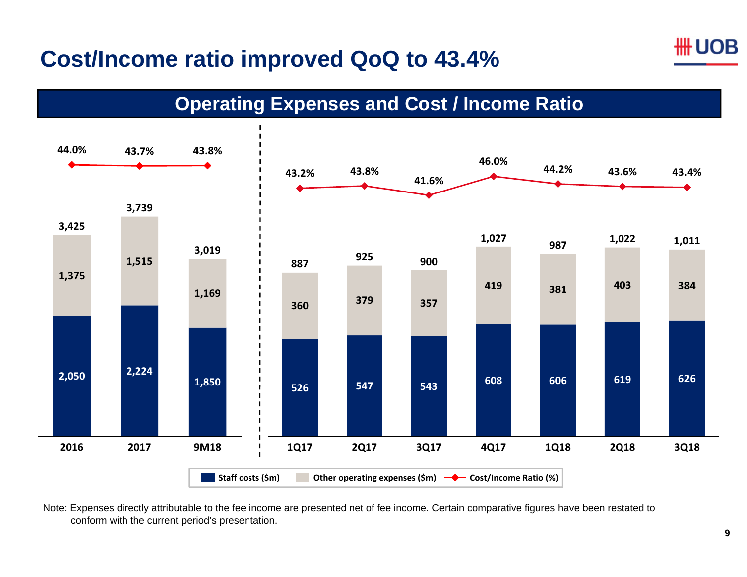# Cost/Income ratio improved QoQ to 43.4%

## Operating Expenses and Cost / Income Ratio

| | 2016 | 2017 | 9M18 | 1Q17 | 2Q17 | 3Q17 | 4Q17 | 1Q18 | 2Q18 | 3Q18 |
|---|---|---|---|---|---|---|---|---|---|---|
| Staff costs ($m) | 2,050 | 2,224 | 1,850 | 526 | 547 | 543 | 608 | 606 | 619 | 626 |
| Other operating expenses ($m) | 1,375 | 1,515 | 1,169 | 360 | 379 | 357 | 419 | 381 | 403 | 384 |
| Total | 3,425 | 3,739 | 3,019 | 887 | 925 | 900 | 1,027 | 987 | 1,022 | 1,011 |
| Cost/Income Ratio (%) | 44.0% | 43.7% | 43.8% | 43.2% | 43.8% | 41.6% | 46.0% | 44.2% | 43.6% | 43.4% |

Note: Expenses directly attributable to the fee income are presented net of fee income. Certain comparative figures have been restated to conform with the current period's presentation.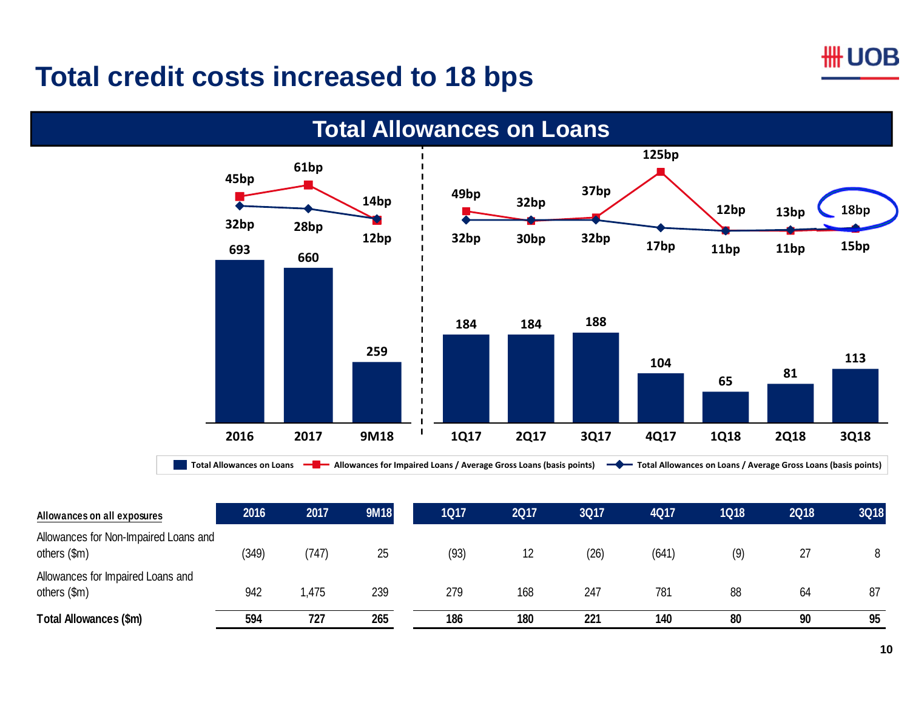# Total credit costs increased to 18 bps

## Total Allowances on Loans

| | 2016 | 2017 | 9M18 | 1Q17 | 2Q17 | 3Q17 | 4Q17 | 1Q18 | 2Q18 | 3Q18 |
|---|---|---|---|---|---|---|---|---|---|---|
| Total Allowances on Loans | 693 | 660 | 259 | 184 | 184 | 188 | 104 | 65 | 81 | 113 |
| Allowances for Impaired Loans / Average Gross Loans (basis points) | 45bp | 61bp | 14bp | 49bp | 32bp | 37bp | 125bp | 12bp | 13bp | 18bp |
| Total Allowances on Loans / Average Gross Loans (basis points) | 32bp | 28bp | 12bp | 32bp | 30bp | 32bp | 17bp | 11bp | 11bp | 15bp |

| Allowances on all exposures | 2016 | 2017 | 9M18 | 1Q17 | 2Q17 | 3Q17 | 4Q17 | 1Q18 | 2Q18 | 3Q18 |
|---|---|---|---|---|---|---|---|---|---|---|
| Allowances for Non-Impaired Loans and others ($m) | (349) | (747) | 25 | (93) | 12 | (26) | (641) | (9) | 27 | 8 |
| Allowances for Impaired Loans and others ($m) | 942 | 1,475 | 239 | 279 | 168 | 247 | 781 | 88 | 64 | 87 |
| **Total Allowances ($m)** | **594** | **727** | **265** | **186** | **180** | **221** | **140** | **80** | **90** | **95** |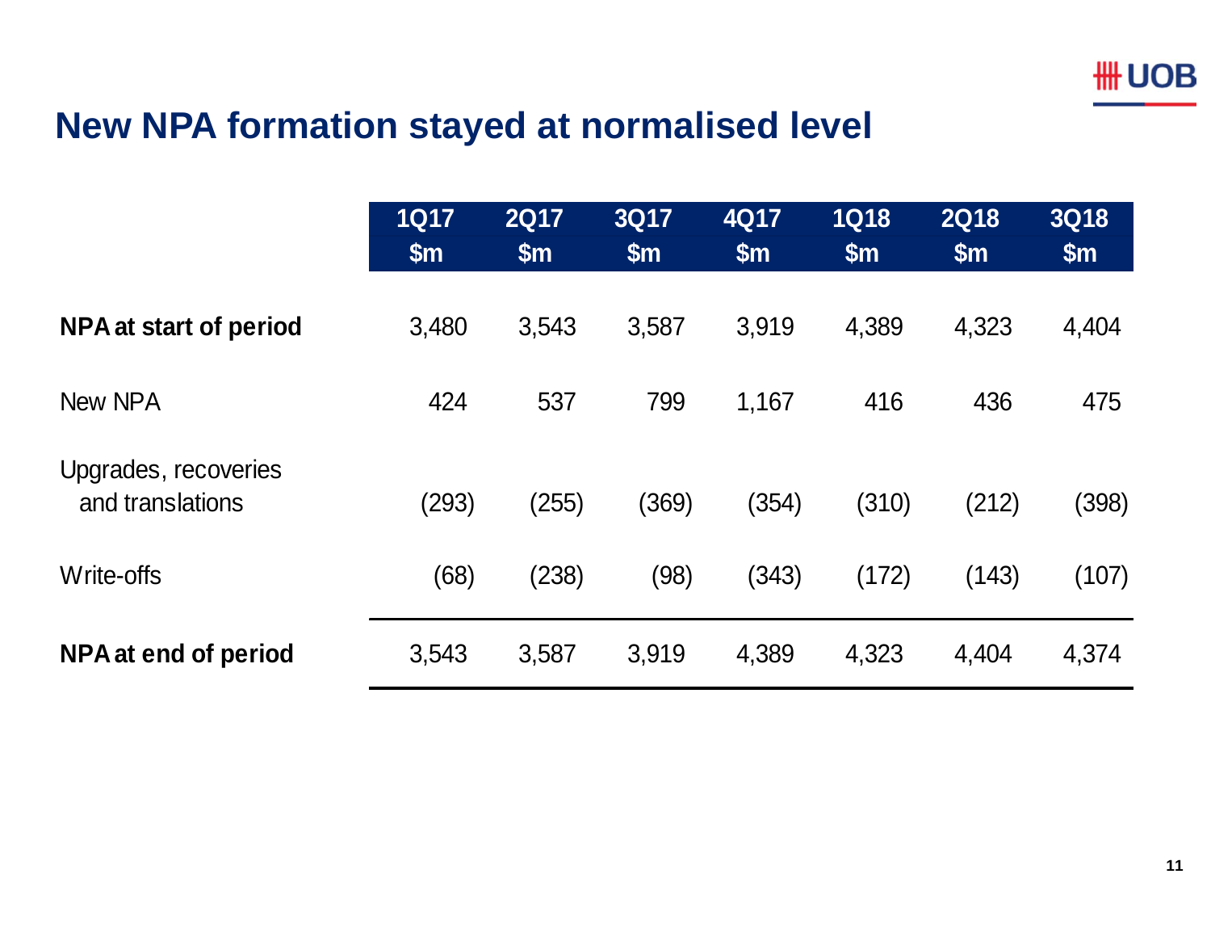# New NPA formation stayed at normalised level

| | 1Q17 $m | 2Q17 $m | 3Q17 $m | 4Q17 $m | 1Q18 $m | 2Q18 $m | 3Q18 $m |
|---|---|---|---|---|---|---|---|
| **NPA at start of period** | 3,480 | 3,543 | 3,587 | 3,919 | 4,389 | 4,323 | 4,404 |
| New NPA | 424 | 537 | 799 | 1,167 | 416 | 436 | 475 |
| Upgrades, recoveries and translations | (293) | (255) | (369) | (354) | (310) | (212) | (398) |
| Write-offs | (68) | (238) | (98) | (343) | (172) | (143) | (107) |
| **NPA at end of period** | 3,543 | 3,587 | 3,919 | 4,389 | 4,323 | 4,404 | 4,374 |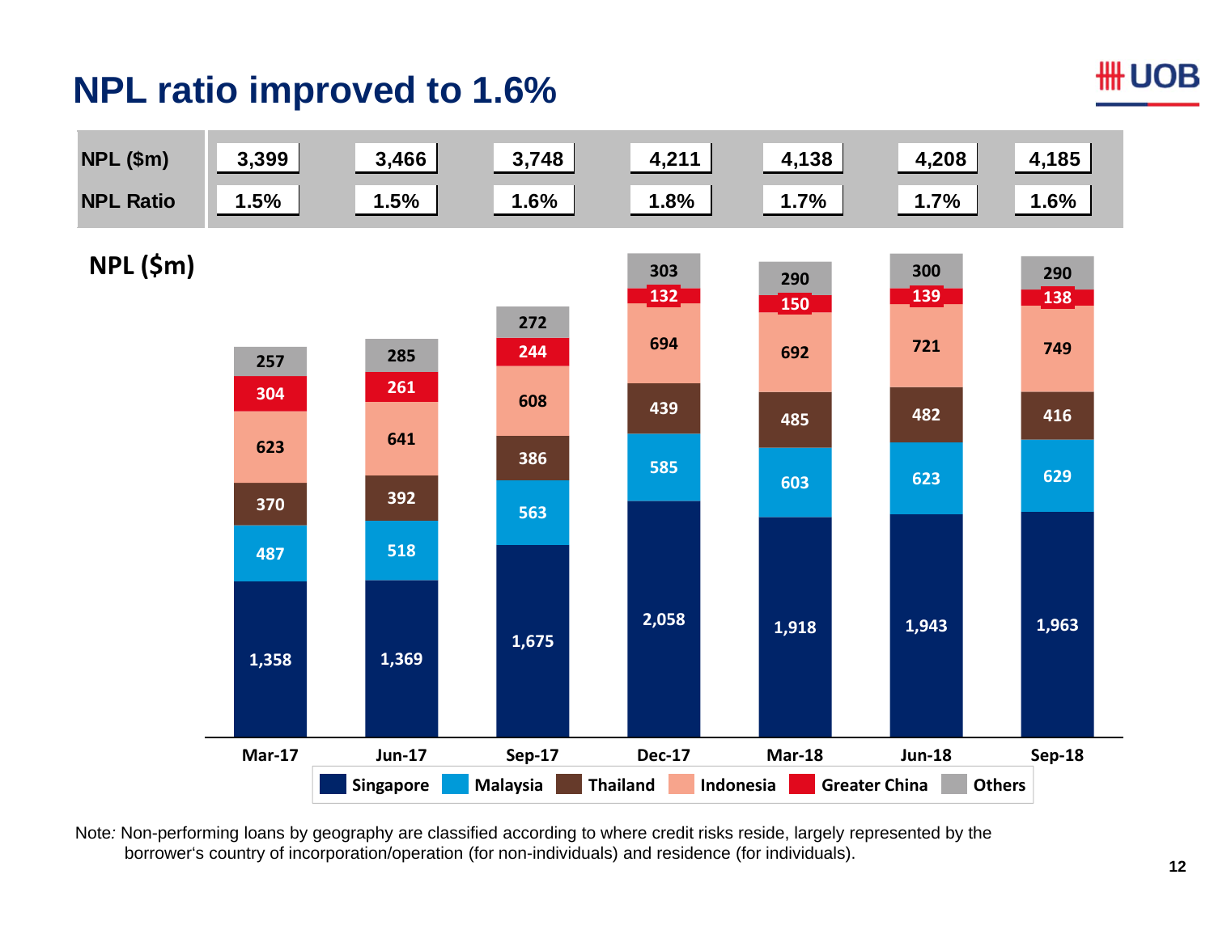# NPL ratio improved to 1.6%

| | Mar-17 | Jun-17 | Sep-17 | Dec-17 | Mar-18 | Jun-18 | Sep-18 |
|---|---|---|---|---|---|---|---|
| NPL ($m) | 3,399 | 3,466 | 3,748 | 4,211 | 4,138 | 4,208 | 4,185 |
| NPL Ratio | 1.5% | 1.5% | 1.6% | 1.8% | 1.7% | 1.7% | 1.6% |

**NPL ($m)**

| | Mar-17 | Jun-17 | Sep-17 | Dec-17 | Mar-18 | Jun-18 | Sep-18 |
|---|---|---|---|---|---|---|---|
| Singapore | 1,358 | 1,369 | 1,675 | 2,058 | 1,918 | 1,943 | 1,963 |
| Malaysia | 487 | 518 | 563 | 585 | 603 | 623 | 629 |
| Thailand | 370 | 392 | 386 | 439 | 485 | 482 | 416 |
| Indonesia | 623 | 641 | 608 | 694 | 692 | 721 | 749 |
| Greater China | 304 | 261 | 244 | 132 | 150 | 139 | 138 |
| Others | 257 | 285 | 272 | 303 | 290 | 300 | 290 |

Note: Non-performing loans by geography are classified according to where credit risks reside, largely represented by the borrower's country of incorporation/operation (for non-individuals) and residence (for individuals).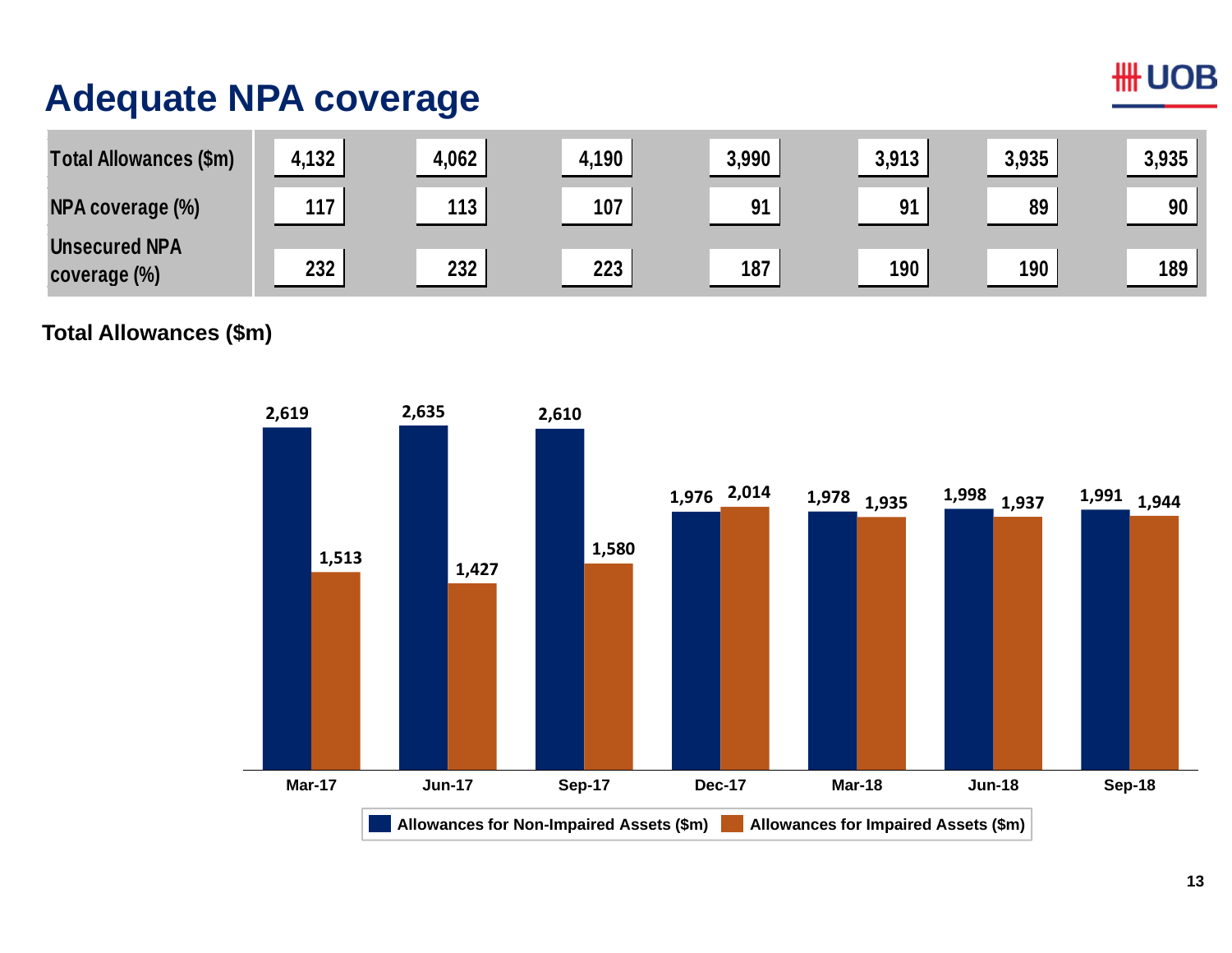# Adequate NPA coverage

| | Mar-17 | Jun-17 | Sep-17 | Dec-17 | Mar-18 | Jun-18 | Sep-18 |
|---|---|---|---|---|---|---|---|
| Total Allowances ($m) | 4,132 | 4,062 | 4,190 | 3,990 | 3,913 | 3,935 | 3,935 |
| NPA coverage (%) | 117 | 113 | 107 | 91 | 91 | 89 | 90 |
| Unsecured NPA coverage (%) | 232 | 232 | 223 | 187 | 190 | 190 | 189 |

**Total Allowances ($m)**

| | Mar-17 | Jun-17 | Sep-17 | Dec-17 | Mar-18 | Jun-18 | Sep-18 |
|---|---|---|---|---|---|---|---|
| Allowances for Non-Impaired Assets ($m) | 2,619 | 2,635 | 2,610 | 1,976 | 1,978 | 1,998 | 1,991 |
| Allowances for Impaired Assets ($m) | 1,513 | 1,427 | 1,580 | 2,014 | 1,935 | 1,937 | 1,944 |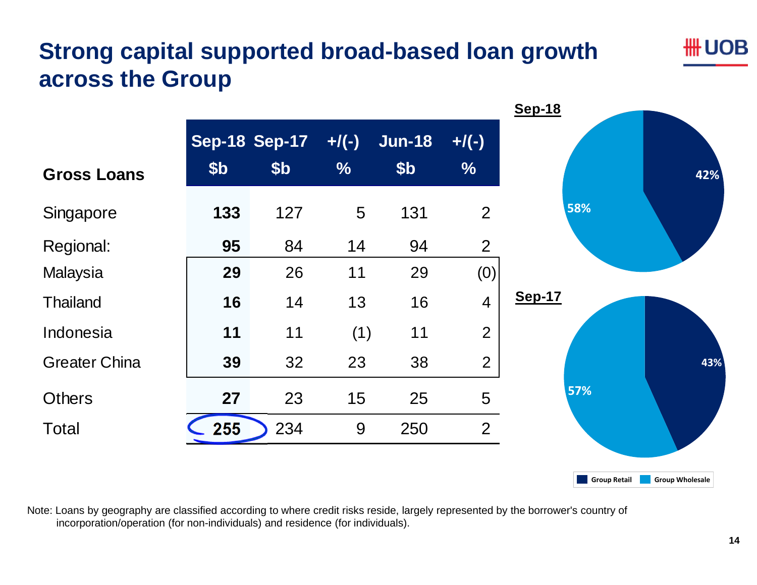# Strong capital supported broad-based loan growth across the Group

| Gross Loans | Sep-18 $b | Sep-17 $b | +/(-) % | Jun-18 $b | +/(-) % |
|---|---|---|---|---|---|
| Singapore | **133** | 127 | 5 | 131 | 2 |
| Regional: | **95** | 84 | 14 | 94 | 2 |
| Malaysia | **29** | 26 | 11 | 29 | (0) |
| Thailand | **16** | 14 | 13 | 16 | 4 |
| Indonesia | **11** | 11 | (1) | 11 | 2 |
| Greater China | **39** | 32 | 23 | 38 | 2 |
| Others | **27** | 23 | 15 | 25 | 5 |
| Total | **255** | 234 | 9 | 250 | 2 |

**Sep-18**

- Group Retail: 42%
- Group Wholesale: 58%

**Sep-17**

- Group Retail: 43%
- Group Wholesale: 57%

Note: Loans by geography are classified according to where credit risks reside, largely represented by the borrower's country of incorporation/operation (for non-individuals) and residence (for individuals).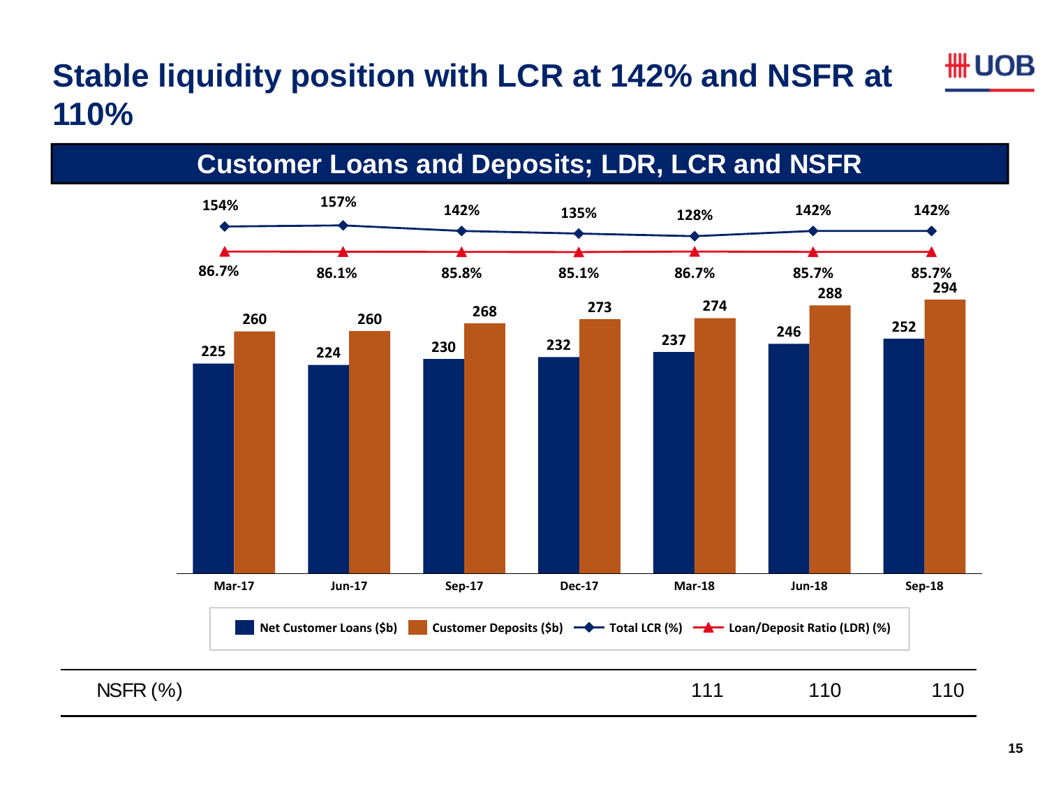# Stable liquidity position with LCR at 142% and NSFR at 110%

## Customer Loans and Deposits; LDR, LCR and NSFR

| | Mar-17 | Jun-17 | Sep-17 | Dec-17 | Mar-18 | Jun-18 | Sep-18 |
|---|---|---|---|---|---|---|---|
| Net Customer Loans ($b) | 225 | 224 | 230 | 232 | 237 | 246 | 252 |
| Customer Deposits ($b) | 260 | 260 | 268 | 273 | 274 | 288 | 294 |
| Total LCR (%) | 154% | 157% | 142% | 135% | 128% | 142% | 142% |
| Loan/Deposit Ratio (LDR) (%) | 86.7% | 86.1% | 85.8% | 85.1% | 86.7% | 85.7% | 85.7% |

| | Mar-17 | Jun-17 | Sep-17 | Dec-17 | Mar-18 | Jun-18 | Sep-18 |
|---|---|---|---|---|---|---|---|
| NSFR (%) | | | | | 111 | 110 | 110 |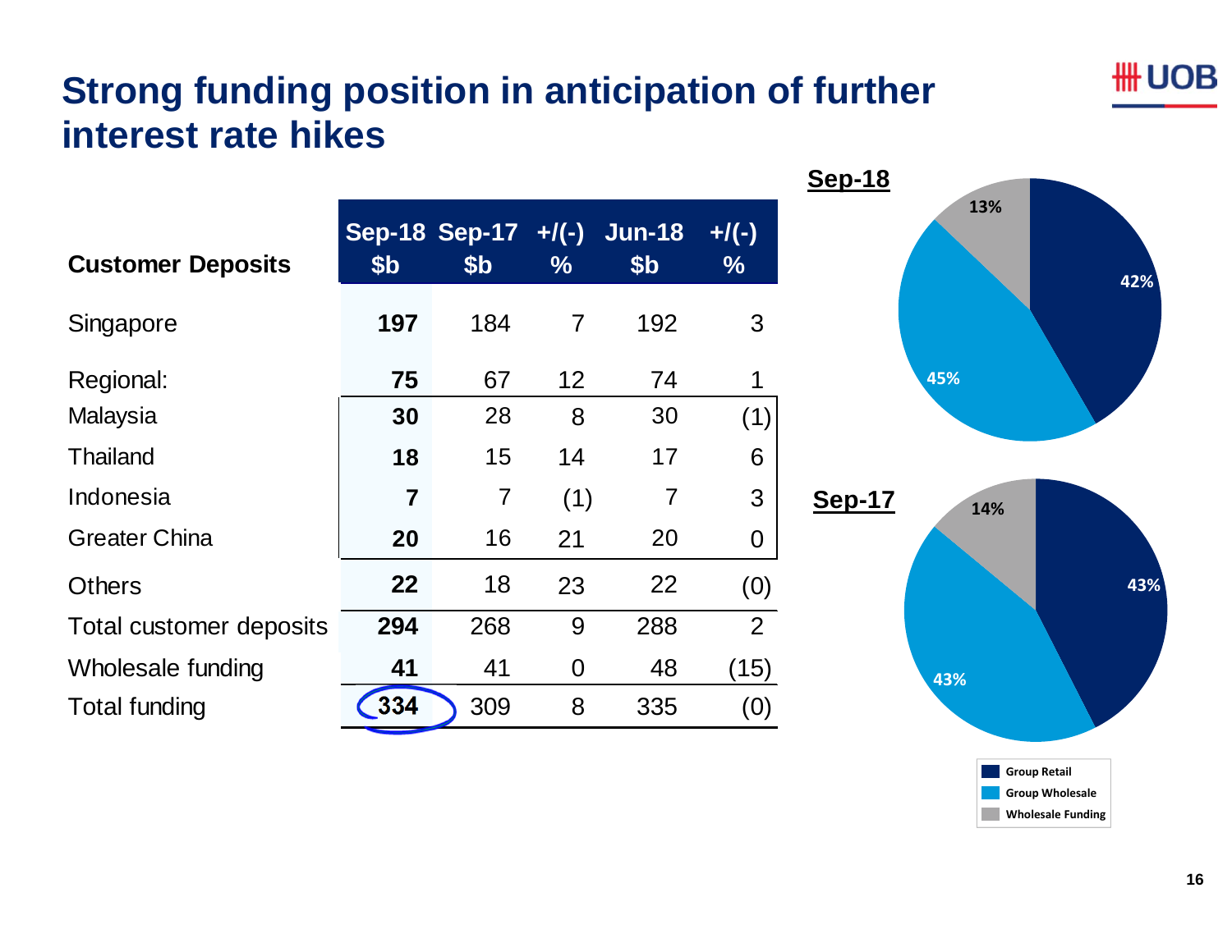# Strong funding position in anticipation of further interest rate hikes

| Customer Deposits | Sep-18 $b | Sep-17 $b | +/(-) % | Jun-18 $b | +/(-) % |
|---|---|---|---|---|---|
| Singapore | **197** | 184 | 7 | 192 | 3 |
| Regional: | **75** | 67 | 12 | 74 | 1 |
| Malaysia | **30** | 28 | 8 | 30 | (1) |
| Thailand | **18** | 15 | 14 | 17 | 6 |
| Indonesia | **7** | 7 | (1) | 7 | 3 |
| Greater China | **20** | 16 | 21 | 20 | 0 |
| Others | **22** | 18 | 23 | 22 | (0) |
| Total customer deposits | **294** | 268 | 9 | 288 | 2 |
| Wholesale funding | **41** | 41 | 0 | 48 | (15) |
| Total funding | **334** | 309 | 8 | 335 | (0) |

**Sep-18**

| Segment | % |
|---|---|
| Group Retail | 42% |
| Group Wholesale | 45% |
| Wholesale Funding | 13% |

**Sep-17**

| Segment | % |
|---|---|
| Group Retail | 43% |
| Group Wholesale | 43% |
| Wholesale Funding | 14% |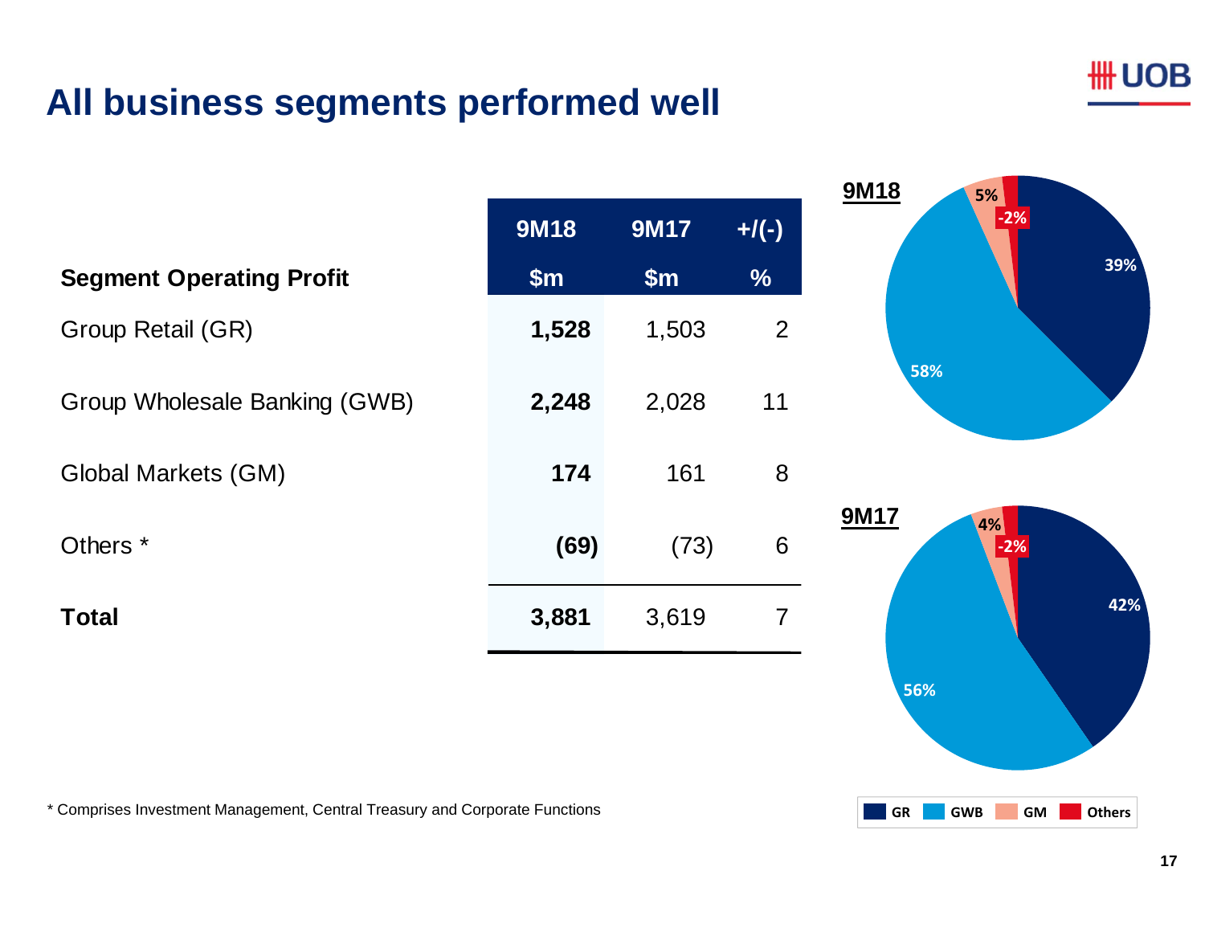# All business segments performed well

| Segment Operating Profit | 9M18 $m | 9M17 $m | +/(-) % |
|---|---|---|---|
| Group Retail (GR) | **1,528** | 1,503 | 2 |
| Group Wholesale Banking (GWB) | **2,248** | 2,028 | 11 |
| Global Markets (GM) | **174** | 161 | 8 |
| Others * | **(69)** | (73) | 6 |
| **Total** | **3,881** | 3,619 | 7 |

**9M18**

| Segment | Share |
|---|---|
| GR | 39% |
| GWB | 58% |
| GM | 5% |
| Others | -2% |

**9M17**

| Segment | Share |
|---|---|
| GR | 42% |
| GWB | 56% |
| GM | 4% |
| Others | -2% |

\* Comprises Investment Management, Central Treasury and Corporate Functions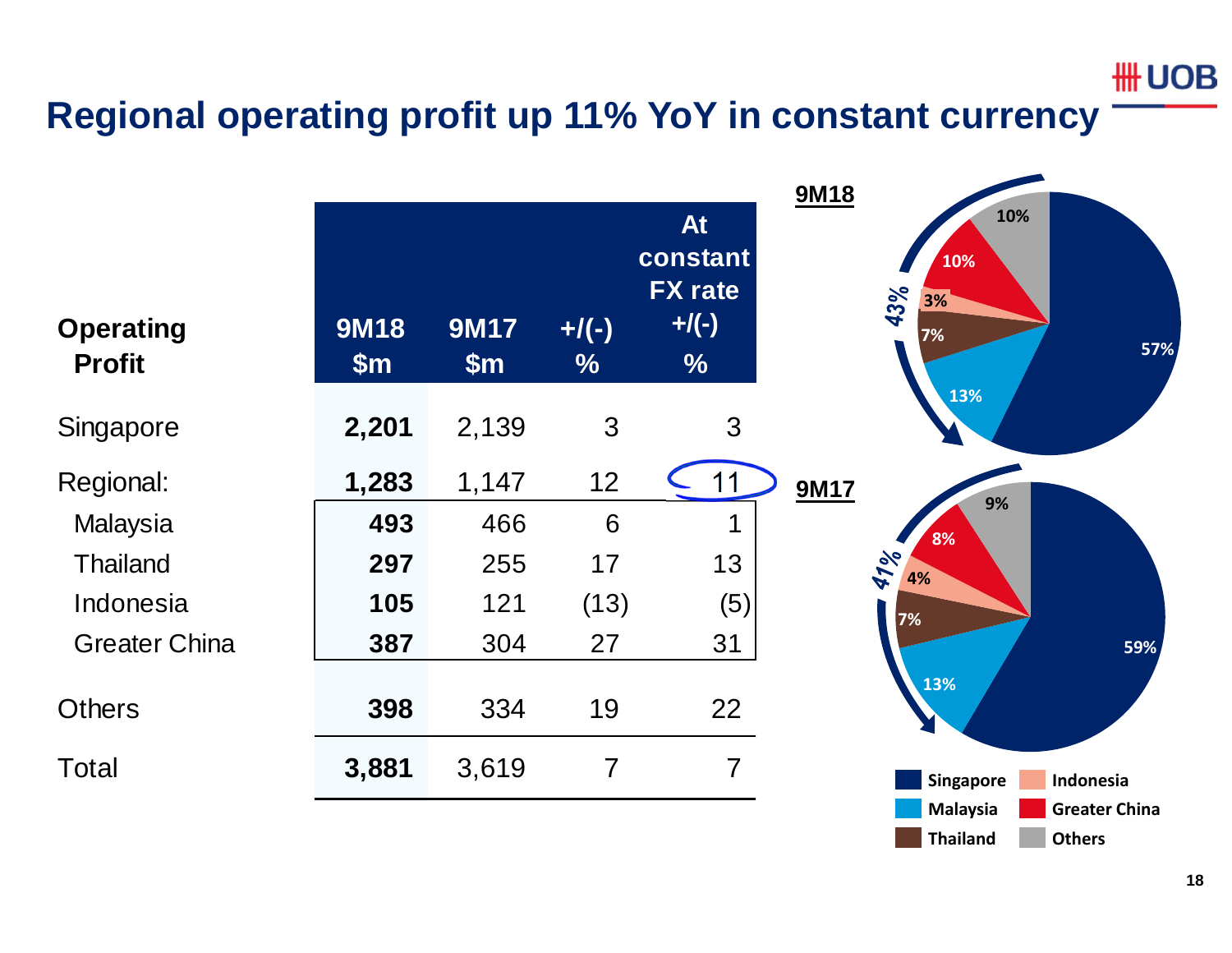# Regional operating profit up 11% YoY in constant currency

| Operating Profit | 9M18 $m | 9M17 $m | +/(-) % | At constant FX rate +/(-) % |
|---|---|---|---|---|
| Singapore | **2,201** | 2,139 | 3 | 3 |
| Regional: | **1,283** | 1,147 | 12 | 11 |
| Malaysia | **493** | 466 | 6 | 1 |
| Thailand | **297** | 255 | 17 | 13 |
| Indonesia | **105** | 121 | (13) | (5) |
| Greater China | **387** | 304 | 27 | 31 |
| Others | **398** | 334 | 19 | 22 |
| Total | **3,881** | 3,619 | 7 | 7 |

**9M18**

| Segment | Share |
|---|---|
| Singapore | 57% |
| Malaysia | 13% |
| Thailand | 7% |
| Indonesia | 3% |
| Greater China | 10% |
| Others | 10% |

Regional and Others: 43%

**9M17**

| Segment | Share |
|---|---|
| Singapore | 59% |
| Malaysia | 13% |
| Thailand | 7% |
| Indonesia | 4% |
| Greater China | 8% |
| Others | 9% |

Regional and Others: 41%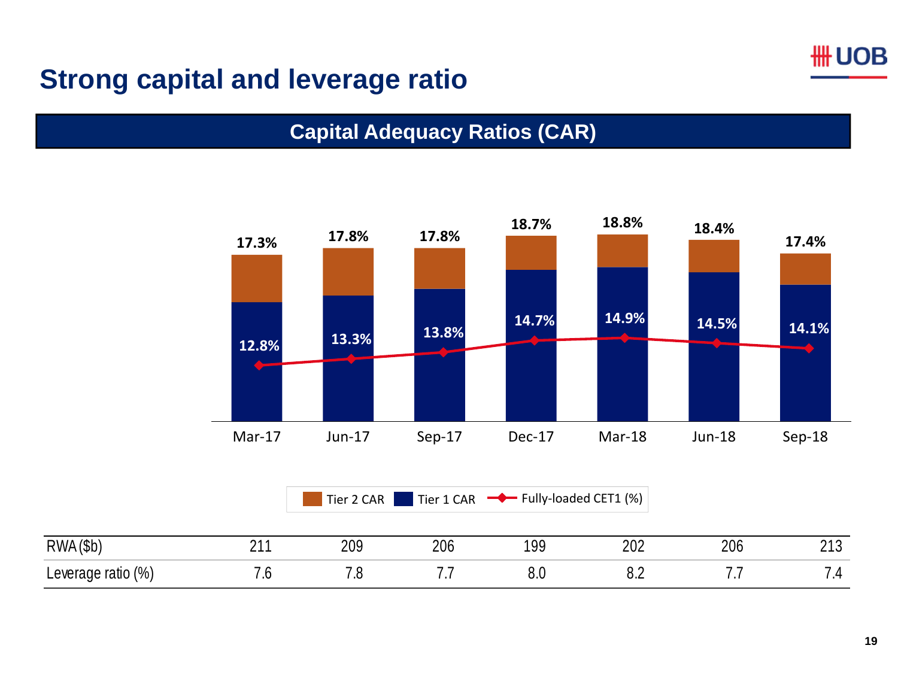# Strong capital and leverage ratio

## Capital Adequacy Ratios (CAR)

| | Mar-17 | Jun-17 | Sep-17 | Dec-17 | Mar-18 | Jun-18 | Sep-18 |
|---|---|---|---|---|---|---|---|
| Total CAR | 17.3% | 17.8% | 17.8% | 18.7% | 18.8% | 18.4% | 17.4% |
| Fully-loaded CET1 (%) | 12.8% | 13.3% | 13.8% | 14.7% | 14.9% | 14.5% | 14.1% |

Tier 2 CAR | Tier 1 CAR | Fully-loaded CET1 (%)

| | Mar-17 | Jun-17 | Sep-17 | Dec-17 | Mar-18 | Jun-18 | Sep-18 |
|---|---|---|---|---|---|---|---|
| RWA ($b) | 211 | 209 | 206 | 199 | 202 | 206 | 213 |
| Leverage ratio (%) | 7.6 | 7.8 | 7.7 | 8.0 | 8.2 | 7.7 | 7.4 |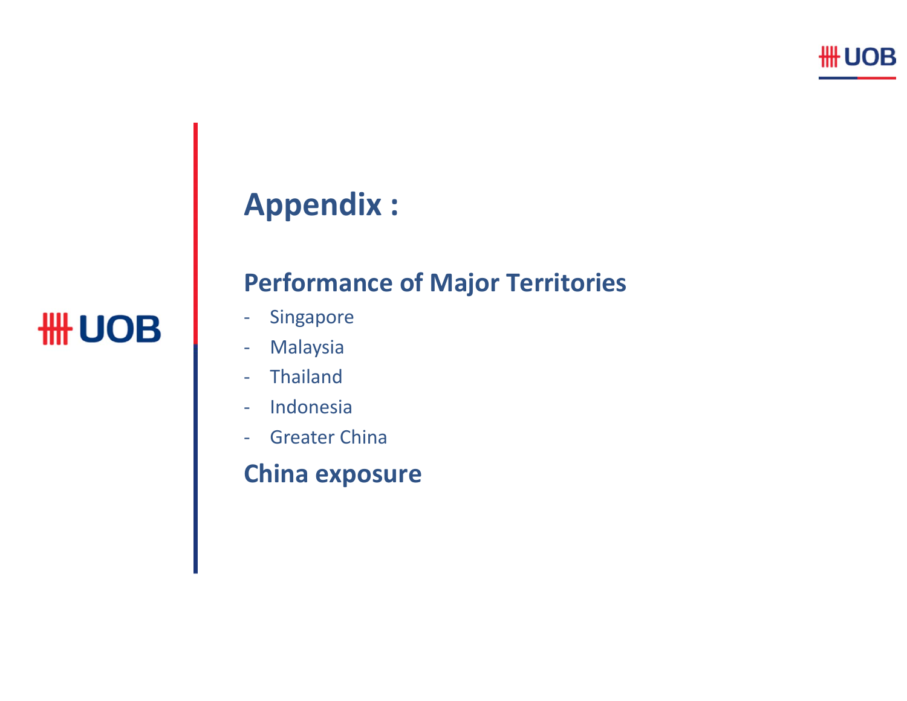# Appendix :

## Performance of Major Territories

- Singapore
- Malaysia
- Thailand
- Indonesia
- Greater China

## China exposure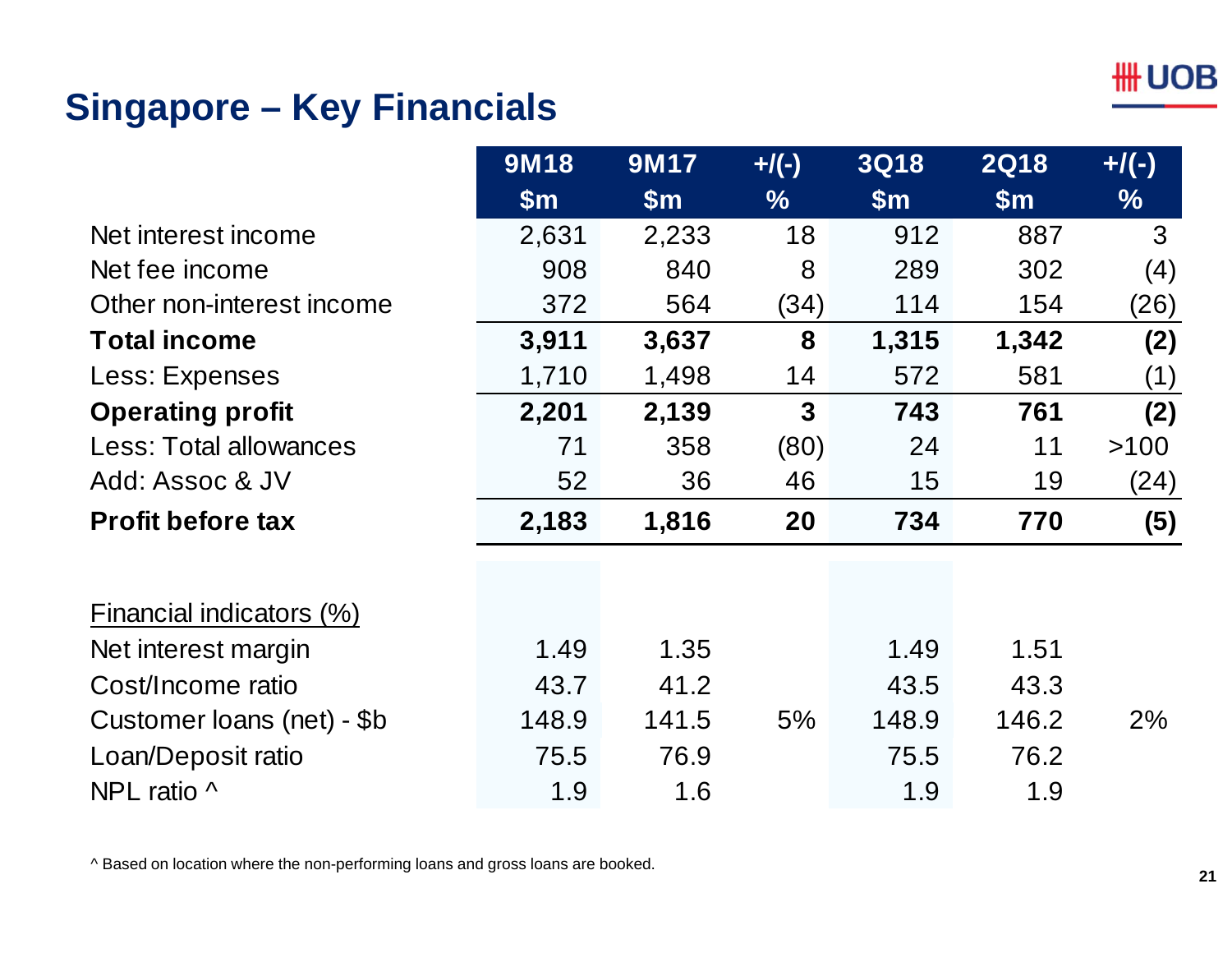# Singapore – Key Financials

| | 9M18 $m | 9M17 $m | +/(-) % | 3Q18 $m | 2Q18 $m | +/(-) % |
|---|---|---|---|---|---|---|
| Net interest income | 2,631 | 2,233 | 18 | 912 | 887 | 3 |
| Net fee income | 908 | 840 | 8 | 289 | 302 | (4) |
| Other non-interest income | 372 | 564 | (34) | 114 | 154 | (26) |
| **Total income** | **3,911** | **3,637** | **8** | **1,315** | **1,342** | **(2)** |
| Less: Expenses | 1,710 | 1,498 | 14 | 572 | 581 | (1) |
| **Operating profit** | **2,201** | **2,139** | **3** | **743** | **761** | **(2)** |
| Less: Total allowances | 71 | 358 | (80) | 24 | 11 | >100 |
| Add: Assoc & JV | 52 | 36 | 46 | 15 | 19 | (24) |
| **Profit before tax** | **2,183** | **1,816** | **20** | **734** | **770** | **(5)** |
| | | | | | | |
| Financial indicators (%) | | | | | | |
| Net interest margin | 1.49 | 1.35 | | 1.49 | 1.51 | |
| Cost/Income ratio | 43.7 | 41.2 | | 43.5 | 43.3 | |
| Customer loans (net) - $b | 148.9 | 141.5 | 5% | 148.9 | 146.2 | 2% |
| Loan/Deposit ratio | 75.5 | 76.9 | | 75.5 | 76.2 | |
| NPL ratio ^ | 1.9 | 1.6 | | 1.9 | 1.9 | |

^ Based on location where the non-performing loans and gross loans are booked.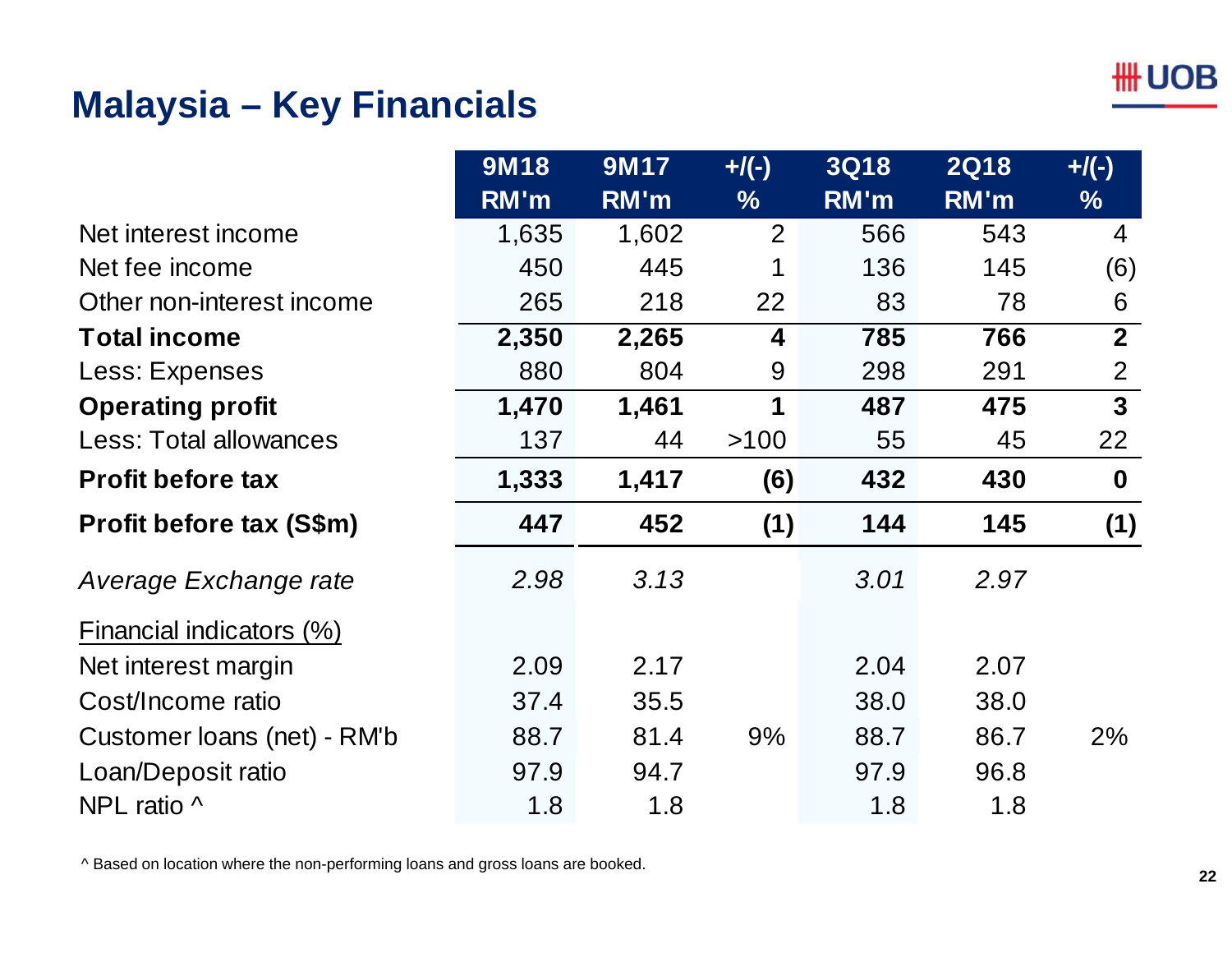# Malaysia – Key Financials

| | 9M18 RM'm | 9M17 RM'm | +/(-) % | 3Q18 RM'm | 2Q18 RM'm | +/(-) % |
|---|---|---|---|---|---|---|
| Net interest income | 1,635 | 1,602 | 2 | 566 | 543 | 4 |
| Net fee income | 450 | 445 | 1 | 136 | 145 | (6) |
| Other non-interest income | 265 | 218 | 22 | 83 | 78 | 6 |
| **Total income** | **2,350** | **2,265** | **4** | **785** | **766** | **2** |
| Less: Expenses | 880 | 804 | 9 | 298 | 291 | 2 |
| **Operating profit** | **1,470** | **1,461** | **1** | **487** | **475** | **3** |
| Less: Total allowances | 137 | 44 | >100 | 55 | 45 | 22 |
| **Profit before tax** | **1,333** | **1,417** | **(6)** | **432** | **430** | **0** |
| **Profit before tax (S$m)** | **447** | **452** | **(1)** | **144** | **145** | **(1)** |
| *Average Exchange rate* | *2.98* | *3.13* | | *3.01* | *2.97* | |
| Financial indicators (%) | | | | | | |
| Net interest margin | 2.09 | 2.17 | | 2.04 | 2.07 | |
| Cost/Income ratio | 37.4 | 35.5 | | 38.0 | 38.0 | |
| Customer loans (net) - RM'b | 88.7 | 81.4 | 9% | 88.7 | 86.7 | 2% |
| Loan/Deposit ratio | 97.9 | 94.7 | | 97.9 | 96.8 | |
| NPL ratio ^ | 1.8 | 1.8 | | 1.8 | 1.8 | |

^ Based on location where the non-performing loans and gross loans are booked.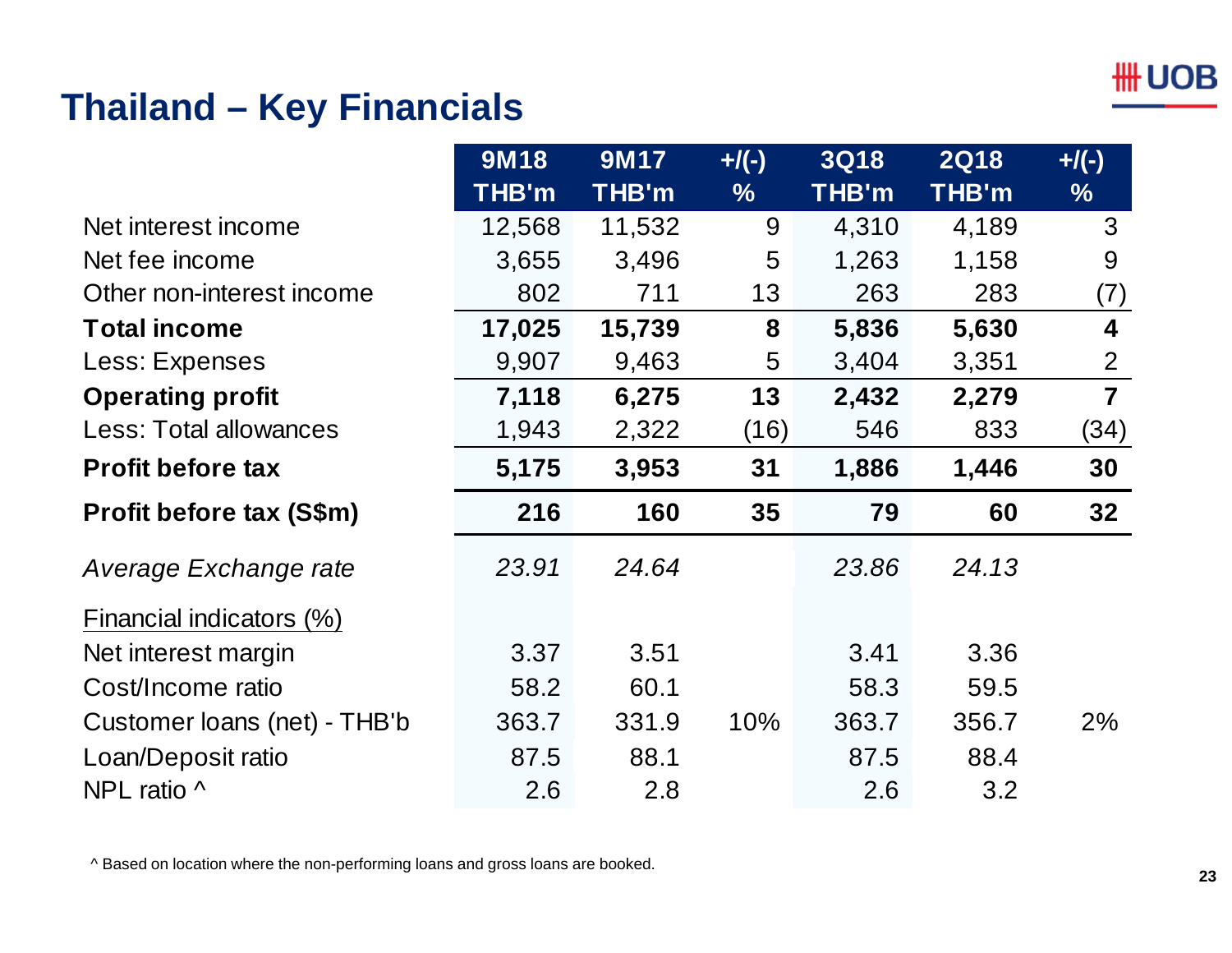# Thailand – Key Financials

| | 9M18 THB'm | 9M17 THB'm | +/(-) % | 3Q18 THB'm | 2Q18 THB'm | +/(-) % |
|---|---|---|---|---|---|---|
| Net interest income | 12,568 | 11,532 | 9 | 4,310 | 4,189 | 3 |
| Net fee income | 3,655 | 3,496 | 5 | 1,263 | 1,158 | 9 |
| Other non-interest income | 802 | 711 | 13 | 263 | 283 | (7) |
| **Total income** | **17,025** | **15,739** | **8** | **5,836** | **5,630** | **4** |
| Less: Expenses | 9,907 | 9,463 | 5 | 3,404 | 3,351 | 2 |
| **Operating profit** | **7,118** | **6,275** | **13** | **2,432** | **2,279** | **7** |
| Less: Total allowances | 1,943 | 2,322 | (16) | 546 | 833 | (34) |
| **Profit before tax** | **5,175** | **3,953** | **31** | **1,886** | **1,446** | **30** |
| **Profit before tax (S$m)** | **216** | **160** | **35** | **79** | **60** | **32** |
| *Average Exchange rate* | *23.91* | *24.64* | | *23.86* | *24.13* | |
| Financial indicators (%) | | | | | | |
| Net interest margin | 3.37 | 3.51 | | 3.41 | 3.36 | |
| Cost/Income ratio | 58.2 | 60.1 | | 58.3 | 59.5 | |
| Customer loans (net) - THB'b | 363.7 | 331.9 | 10% | 363.7 | 356.7 | 2% |
| Loan/Deposit ratio | 87.5 | 88.1 | | 87.5 | 88.4 | |
| NPL ratio ^ | 2.6 | 2.8 | | 2.6 | 3.2 | |

^ Based on location where the non-performing loans and gross loans are booked.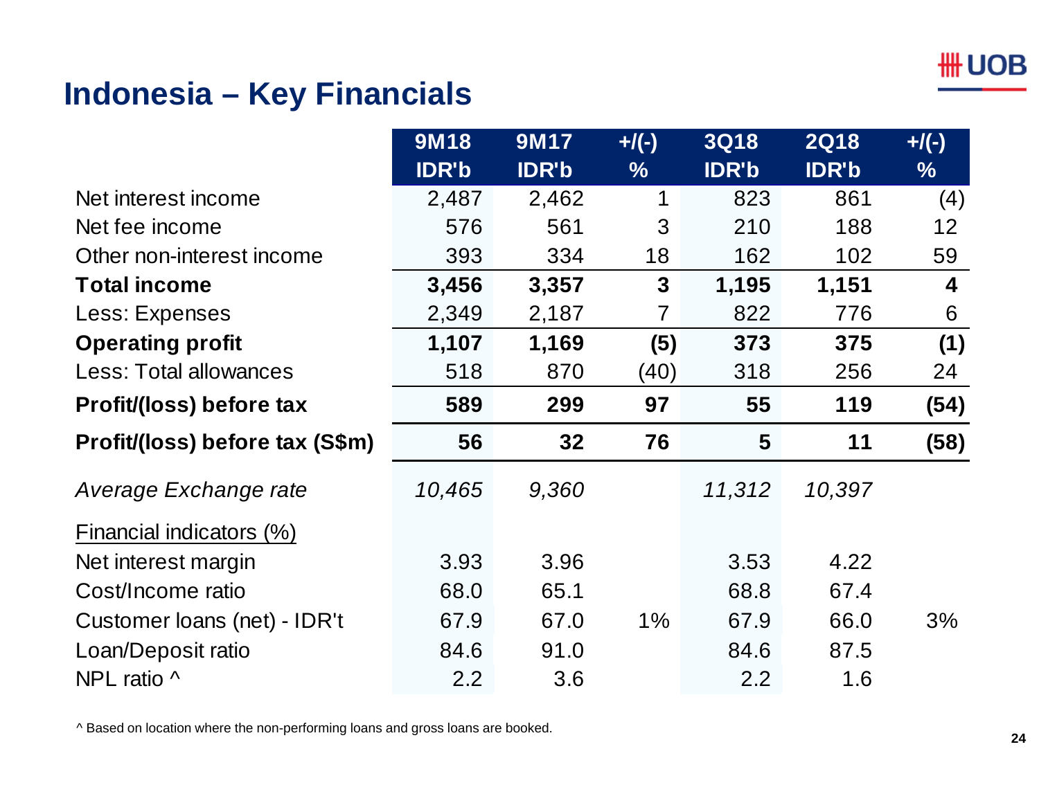# Indonesia – Key Financials

| | 9M18 IDR'b | 9M17 IDR'b | +/(-) % | 3Q18 IDR'b | 2Q18 IDR'b | +/(-) % |
|---|---|---|---|---|---|---|
| Net interest income | 2,487 | 2,462 | 1 | 823 | 861 | (4) |
| Net fee income | 576 | 561 | 3 | 210 | 188 | 12 |
| Other non-interest income | 393 | 334 | 18 | 162 | 102 | 59 |
| **Total income** | **3,456** | **3,357** | **3** | **1,195** | **1,151** | **4** |
| Less: Expenses | 2,349 | 2,187 | 7 | 822 | 776 | 6 |
| **Operating profit** | **1,107** | **1,169** | **(5)** | **373** | **375** | **(1)** |
| Less: Total allowances | 518 | 870 | (40) | 318 | 256 | 24 |
| **Profit/(loss) before tax** | **589** | **299** | **97** | **55** | **119** | **(54)** |
| **Profit/(loss) before tax (S$m)** | **56** | **32** | **76** | **5** | **11** | **(58)** |
| *Average Exchange rate* | *10,465* | *9,360* | | *11,312* | *10,397* | |
| Financial indicators (%) | | | | | | |
| Net interest margin | 3.93 | 3.96 | | 3.53 | 4.22 | |
| Cost/Income ratio | 68.0 | 65.1 | | 68.8 | 67.4 | |
| Customer loans (net) - IDR't | 67.9 | 67.0 | 1% | 67.9 | 66.0 | 3% |
| Loan/Deposit ratio | 84.6 | 91.0 | | 84.6 | 87.5 | |
| NPL ratio ^ | 2.2 | 3.6 | | 2.2 | 1.6 | |

^ Based on location where the non-performing loans and gross loans are booked.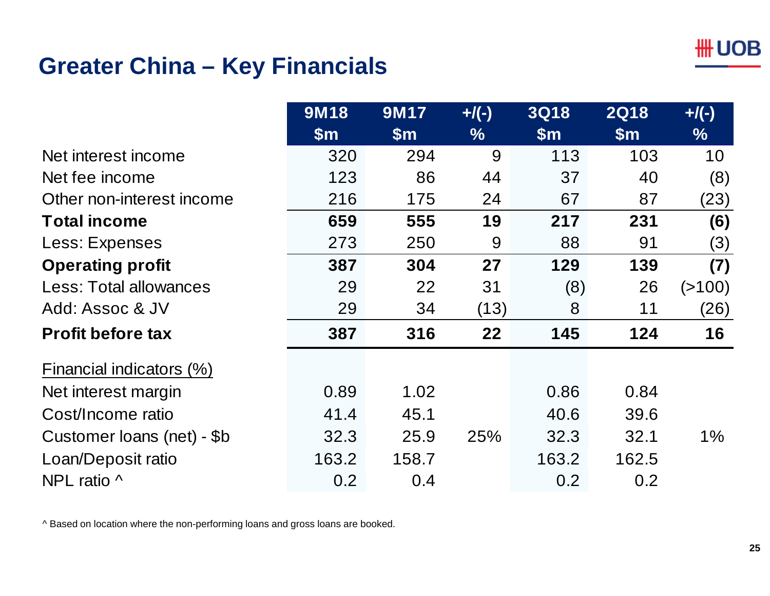# Greater China – Key Financials

| | 9M18 $m | 9M17 $m | +/(-) % | 3Q18 $m | 2Q18 $m | +/(-) % |
|---|---|---|---|---|---|---|
| Net interest income | 320 | 294 | 9 | 113 | 103 | 10 |
| Net fee income | 123 | 86 | 44 | 37 | 40 | (8) |
| Other non-interest income | 216 | 175 | 24 | 67 | 87 | (23) |
| **Total income** | **659** | **555** | **19** | **217** | **231** | **(6)** |
| Less: Expenses | 273 | 250 | 9 | 88 | 91 | (3) |
| **Operating profit** | **387** | **304** | **27** | **129** | **139** | **(7)** |
| Less: Total allowances | 29 | 22 | 31 | (8) | 26 | (>100) |
| Add: Assoc & JV | 29 | 34 | (13) | 8 | 11 | (26) |
| **Profit before tax** | **387** | **316** | **22** | **145** | **124** | **16** |
| Financial indicators (%) | | | | | | |
| Net interest margin | 0.89 | 1.02 | | 0.86 | 0.84 | |
| Cost/Income ratio | 41.4 | 45.1 | | 40.6 | 39.6 | |
| Customer loans (net) - $b | 32.3 | 25.9 | 25% | 32.3 | 32.1 | 1% |
| Loan/Deposit ratio | 163.2 | 158.7 | | 163.2 | 162.5 | |
| NPL ratio ^ | 0.2 | 0.4 | | 0.2 | 0.2 | |

^ Based on location where the non-performing loans and gross loans are booked.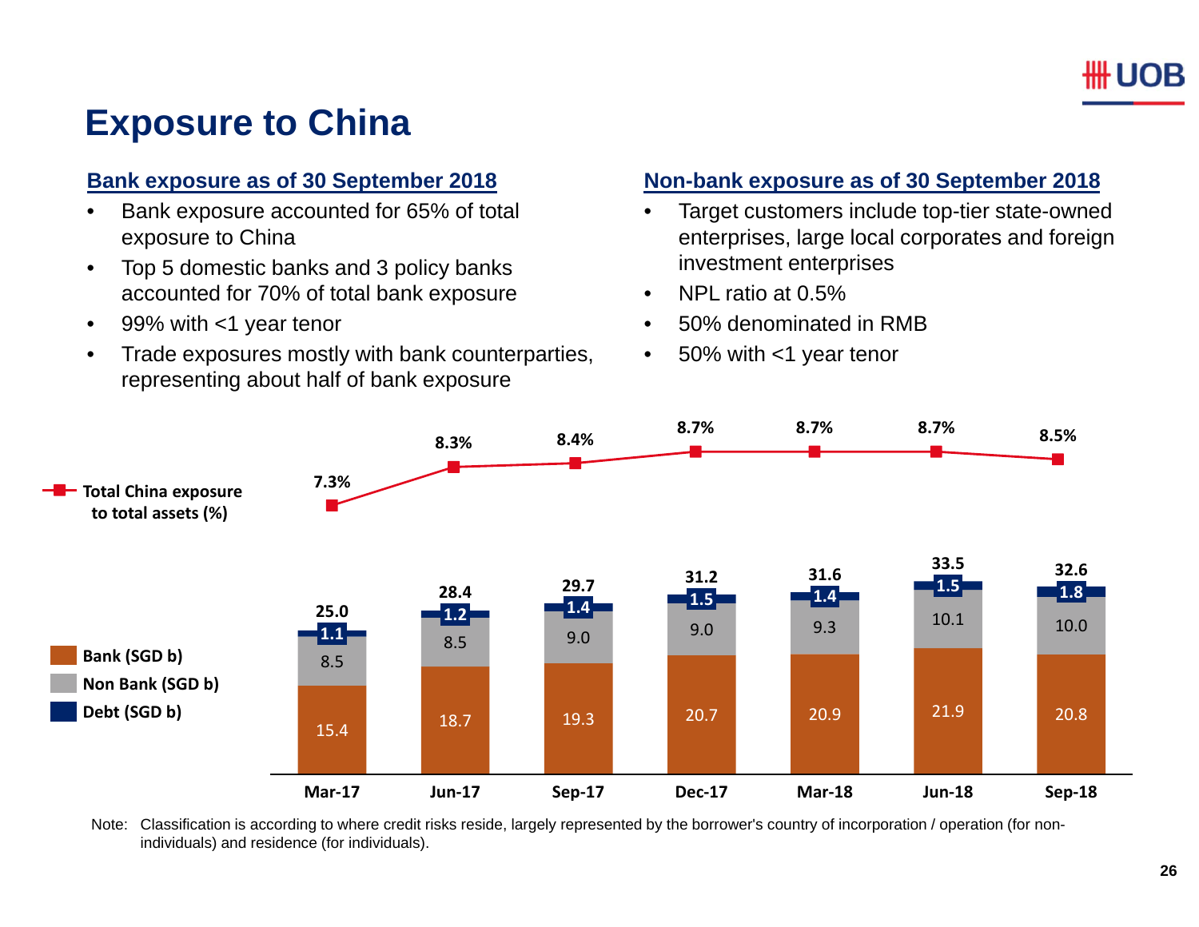# Exposure to China

## Bank exposure as of 30 September 2018

- Bank exposure accounted for 65% of total exposure to China
- Top 5 domestic banks and 3 policy banks accounted for 70% of total bank exposure
- 99% with <1 year tenor
- Trade exposures mostly with bank counterparties, representing about half of bank exposure

## Non-bank exposure as of 30 September 2018

- Target customers include top-tier state-owned enterprises, large local corporates and foreign investment enterprises
- NPL ratio at 0.5%
- 50% denominated in RMB
- 50% with <1 year tenor

Total China exposure to total assets (%)

Bank (SGD b)

Non Bank (SGD b)

Debt (SGD b)

Mar-17: 7.3%, 25.0, 15.4, 8.5, 1.1

Jun-17: 8.3%, 28.4, 18.7, 8.5, 1.2

Sep-17: 8.4%, 29.7, 19.3, 9.0, 1.4

Dec-17: 8.7%, 31.2, 20.7, 9.0, 1.5

Mar-18: 8.7%, 31.6, 20.9, 9.3, 1.4

Jun-18: 8.7%, 33.5, 21.9, 10.1, 1.5

Sep-18: 8.5%, 32.6, 20.8, 10.0, 1.8

Note: Classification is according to where credit risks reside, largely represented by the borrower's country of incorporation / operation (for non-individuals) and residence (for individuals).